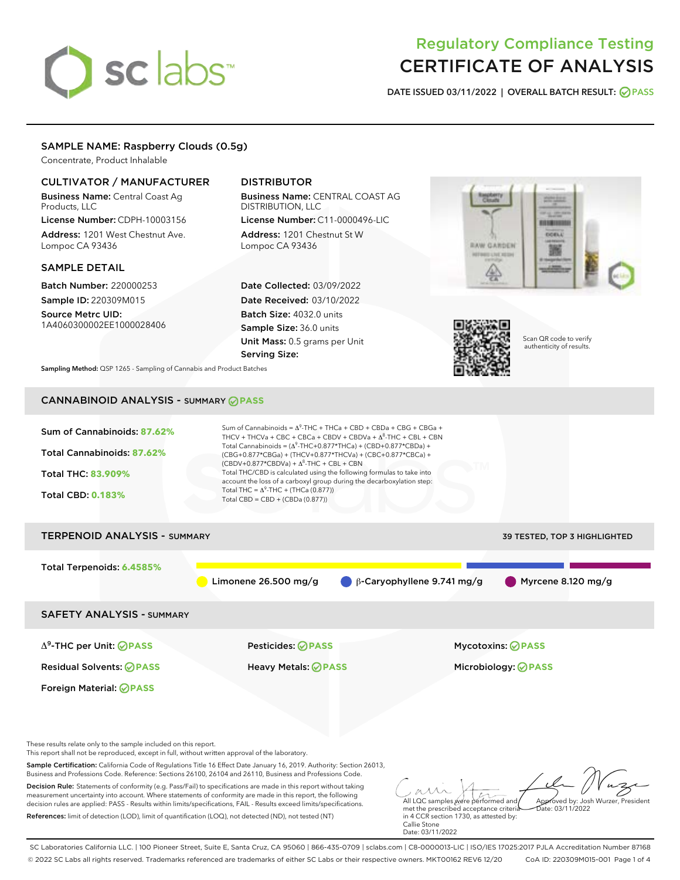# Regulatory Compliance Testing
# CERTIFICATE OF ANALYSIS

**DATE ISSUED 03/11/2022 | OVERALL BATCH RESULT: PASS**

## SAMPLE NAME: Raspberry Clouds (0.5g)

Concentrate, Product Inhalable

### CULTIVATOR / MANUFACTURER

**Business Name:** Central Coast Ag Products, LLC

**License Number:** CDPH-10003156

**Address:** 1201 West Chestnut Ave. Lompoc CA 93436

### DISTRIBUTOR

**Business Name:** CENTRAL COAST AG DISTRIBUTION, LLC

**License Number:** C11-0000496-LIC

**Address:** 1201 Chestnut St W Lompoc CA 93436

### SAMPLE DETAIL

**Batch Number:** 220000253

**Sample ID:** 220309M015

**Source Metrc UID:** 1A4060300002EE1000028406

**Date Collected:** 03/09/2022

**Date Received:** 03/10/2022

**Batch Size:** 4032.0 units

**Sample Size:** 36.0 units

**Unit Mass:** 0.5 grams per Unit

**Serving Size:**

Scan QR code to verify authenticity of results.

**Sampling Method:** QSP 1265 - Sampling of Cannabis and Product Batches

## CANNABINOID ANALYSIS - SUMMARY PASS

**Sum of Cannabinoids:** 87.62%

**Total Cannabinoids:** 87.62%

**Total THC:** 83.909%

**Total CBD:** 0.183%

Sum of Cannabinoids = $\Delta^9$-THC + THCa + CBD + CBDa + CBG + CBGa + THCV + THCVa + CBC + CBCa + CBDV + CBDVa + $\Delta^8$-THC + CBL + CBN

Total Cannabinoids = ($\Delta^9$-THC+0.877*THCa) + (CBD+0.877*CBDa) + (CBG+0.877*CBGa) + (THCV+0.877*THCVa) + (CBC+0.877*CBCa) + (CBDV+0.877*CBDVa) + $\Delta^8$-THC + CBL + CBN

Total THC/CBD is calculated using the following formulas to take into account the loss of a carboxyl group during the decarboxylation step:

Total THC = $\Delta^9$-THC + (THCa (0.877))

Total CBD = CBD + (CBDa (0.877))

## TERPENOID ANALYSIS - SUMMARY

39 TESTED, TOP 3 HIGHLIGHTED

**Total Terpenoids:** 6.4585%

Limonene 26.500 mg/g | β-Caryophyllene 9.741 mg/g | Myrcene 8.120 mg/g

## SAFETY ANALYSIS - SUMMARY

$\Delta^9$-THC per Unit: PASS

Pesticides: PASS

Mycotoxins: PASS

Residual Solvents: PASS

Heavy Metals: PASS

Microbiology: PASS

Foreign Material: PASS

These results relate only to the sample included on this report.
This report shall not be reproduced, except in full, without written approval of the laboratory.

**Sample Certification:** California Code of Regulations Title 16 Effect Date January 16, 2019. Authority: Section 26013, Business and Professions Code. Reference: Sections 26100, 26104 and 26110, Business and Professions Code.

**Decision Rule:** Statements of conformity (e.g. Pass/Fail) to specifications are made in this report without taking measurement uncertainty into account. Where statements of conformity are made in this report, the following decision rules are applied: PASS - Results within limits/specifications, FAIL - Results exceed limits/specifications.

**References:** limit of detection (LOD), limit of quantification (LOQ), not detected (ND), not tested (NT)

All LQC samples were performed and met the prescribed acceptance criteria in 4 CCR section 1730, as attested by: Callie Stone
Date: 03/11/2022

Approved by: Josh Wurzer, President
Date: 03/11/2022

SC Laboratories California LLC. | 100 Pioneer Street, Suite E, Santa Cruz, CA 95060 | 866-435-0709 | sclabs.com | C8-0000013-LIC | ISO/IES 17025:2017 PJLA Accreditation Number 87168
© 2022 SC Labs all rights reserved. Trademarks referenced are trademarks of either SC Labs or their respective owners. MKT00162 REV6 12/20 CoA ID: 220309M015-001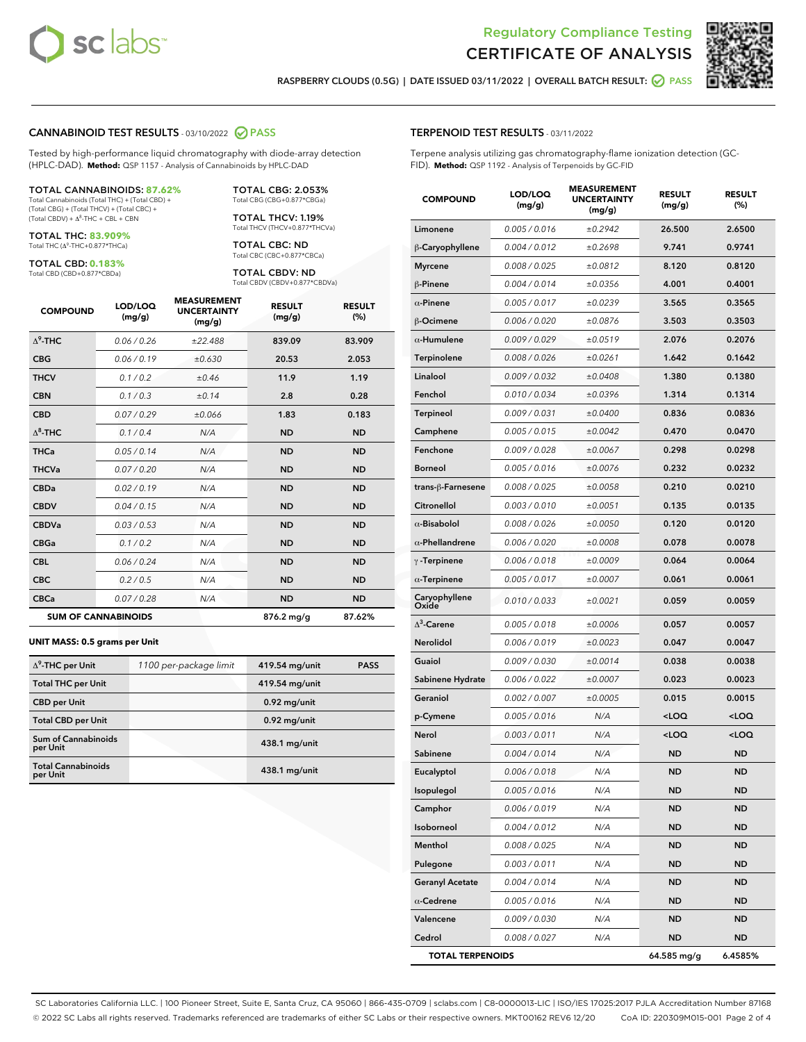# Regulatory Compliance Testing
## CERTIFICATE OF ANALYSIS

RASPBERRY CLOUDS (0.5G) | DATE ISSUED 03/11/2022 | OVERALL BATCH RESULT: PASS

## CANNABINOID TEST RESULTS - 03/10/2022 PASS

Tested by high-performance liquid chromatography with diode-array detection (HPLC-DAD). **Method:** QSP 1157 - Analysis of Cannabinoids by HPLC-DAD

**TOTAL CANNABINOIDS: 87.62%**
Total Cannabinoids (Total THC) + (Total CBD) + (Total CBG) + (Total THCV) + (Total CBC) + (Total CBDV) + $\Delta^8$-THC + CBL + CBN

**TOTAL THC: 83.909%**
Total THC ($\Delta^9$-THC+0.877*THCa)

**TOTAL CBD: 0.183%**
Total CBD (CBD+0.877*CBDa)

**TOTAL CBG: 2.053%**
Total CBG (CBG+0.877*CBGa)

**TOTAL THCV: 1.19%**
Total THCV (THCV+0.877*THCVa)

**TOTAL CBC: ND**
Total CBC (CBC+0.877*CBCa)

**TOTAL CBDV: ND**
Total CBDV (CBDV+0.877*CBDVa)

| COMPOUND | LOD/LOQ (mg/g) | MEASUREMENT UNCERTAINTY (mg/g) | RESULT (mg/g) | RESULT (%) |
|---|---|---|---|---|
| $\Delta^9$-THC | 0.06 / 0.26 | ±22.488 | 839.09 | 83.909 |
| CBG | 0.06 / 0.19 | ±0.630 | 20.53 | 2.053 |
| THCV | 0.1 / 0.2 | ±0.46 | 11.9 | 1.19 |
| CBN | 0.1 / 0.3 | ±0.14 | 2.8 | 0.28 |
| CBD | 0.07 / 0.29 | ±0.066 | 1.83 | 0.183 |
| $\Delta^8$-THC | 0.1 / 0.4 | N/A | ND | ND |
| THCa | 0.05 / 0.14 | N/A | ND | ND |
| THCVa | 0.07 / 0.20 | N/A | ND | ND |
| CBDa | 0.02 / 0.19 | N/A | ND | ND |
| CBDV | 0.04 / 0.15 | N/A | ND | ND |
| CBDVa | 0.03 / 0.53 | N/A | ND | ND |
| CBGa | 0.1 / 0.2 | N/A | ND | ND |
| CBL | 0.06 / 0.24 | N/A | ND | ND |
| CBC | 0.2 / 0.5 | N/A | ND | ND |
| CBCa | 0.07 / 0.28 | N/A | ND | ND |
| **SUM OF CANNABINOIDS** | | | 876.2 mg/g | 87.62% |

**UNIT MASS: 0.5 grams per Unit**

| | | | |
|---|---|---|---|
| $\Delta^9$-THC per Unit | 1100 per-package limit | 419.54 mg/unit | PASS |
| Total THC per Unit | | 419.54 mg/unit | |
| CBD per Unit | | 0.92 mg/unit | |
| Total CBD per Unit | | 0.92 mg/unit | |
| Sum of Cannabinoids per Unit | | 438.1 mg/unit | |
| Total Cannabinoids per Unit | | 438.1 mg/unit | |

## TERPENOID TEST RESULTS - 03/11/2022

Terpene analysis utilizing gas chromatography-flame ionization detection (GC-FID). **Method:** QSP 1192 - Analysis of Terpenoids by GC-FID

| COMPOUND | LOD/LOQ (mg/g) | MEASUREMENT UNCERTAINTY (mg/g) | RESULT (mg/g) | RESULT (%) |
|---|---|---|---|---|
| Limonene | 0.005 / 0.016 | ±0.2942 | 26.500 | 2.6500 |
| β-Caryophyllene | 0.004 / 0.012 | ±0.2698 | 9.741 | 0.9741 |
| Myrcene | 0.008 / 0.025 | ±0.0812 | 8.120 | 0.8120 |
| β-Pinene | 0.004 / 0.014 | ±0.0356 | 4.001 | 0.4001 |
| α-Pinene | 0.005 / 0.017 | ±0.0239 | 3.565 | 0.3565 |
| β-Ocimene | 0.006 / 0.020 | ±0.0876 | 3.503 | 0.3503 |
| α-Humulene | 0.009 / 0.029 | ±0.0519 | 2.076 | 0.2076 |
| Terpinolene | 0.008 / 0.026 | ±0.0261 | 1.642 | 0.1642 |
| Linalool | 0.009 / 0.032 | ±0.0408 | 1.380 | 0.1380 |
| Fenchol | 0.010 / 0.034 | ±0.0396 | 1.314 | 0.1314 |
| Terpineol | 0.009 / 0.031 | ±0.0400 | 0.836 | 0.0836 |
| Camphene | 0.005 / 0.015 | ±0.0042 | 0.470 | 0.0470 |
| Fenchone | 0.009 / 0.028 | ±0.0067 | 0.298 | 0.0298 |
| Borneol | 0.005 / 0.016 | ±0.0076 | 0.232 | 0.0232 |
| trans-β-Farnesene | 0.008 / 0.025 | ±0.0058 | 0.210 | 0.0210 |
| Citronellol | 0.003 / 0.010 | ±0.0051 | 0.135 | 0.0135 |
| α-Bisabolol | 0.008 / 0.026 | ±0.0050 | 0.120 | 0.0120 |
| α-Phellandrene | 0.006 / 0.020 | ±0.0008 | 0.078 | 0.0078 |
| γ-Terpinene | 0.006 / 0.018 | ±0.0009 | 0.064 | 0.0064 |
| α-Terpinene | 0.005 / 0.017 | ±0.0007 | 0.061 | 0.0061 |
| Caryophyllene Oxide | 0.010 / 0.033 | ±0.0021 | 0.059 | 0.0059 |
| $\Delta^3$-Carene | 0.005 / 0.018 | ±0.0006 | 0.057 | 0.0057 |
| Nerolidol | 0.006 / 0.019 | ±0.0023 | 0.047 | 0.0047 |
| Guaiol | 0.009 / 0.030 | ±0.0014 | 0.038 | 0.0038 |
| Sabinene Hydrate | 0.006 / 0.022 | ±0.0007 | 0.023 | 0.0023 |
| Geraniol | 0.002 / 0.007 | ±0.0005 | 0.015 | 0.0015 |
| p-Cymene | 0.005 / 0.016 | N/A | <LOQ | <LOQ |
| Nerol | 0.003 / 0.011 | N/A | <LOQ | <LOQ |
| Sabinene | 0.004 / 0.014 | N/A | ND | ND |
| Eucalyptol | 0.006 / 0.018 | N/A | ND | ND |
| Isopulegol | 0.005 / 0.016 | N/A | ND | ND |
| Camphor | 0.006 / 0.019 | N/A | ND | ND |
| Isoborneol | 0.004 / 0.012 | N/A | ND | ND |
| Menthol | 0.008 / 0.025 | N/A | ND | ND |
| Pulegone | 0.003 / 0.011 | N/A | ND | ND |
| Geranyl Acetate | 0.004 / 0.014 | N/A | ND | ND |
| α-Cedrene | 0.005 / 0.016 | N/A | ND | ND |
| Valencene | 0.009 / 0.030 | N/A | ND | ND |
| Cedrol | 0.008 / 0.027 | N/A | ND | ND |
| **TOTAL TERPENOIDS** | | | 64.585 mg/g | 6.4585% |

SC Laboratories California LLC. | 100 Pioneer Street, Suite E, Santa Cruz, CA 95060 | 866-435-0709 | sclabs.com | C8-0000013-LIC | ISO/IES 17025:2017 PJLA Accreditation Number 87168
© 2022 SC Labs all rights reserved. Trademarks referenced are trademarks of either SC Labs or their respective owners. MKT00162 REV6 12/20 CoA ID: 220309M015-001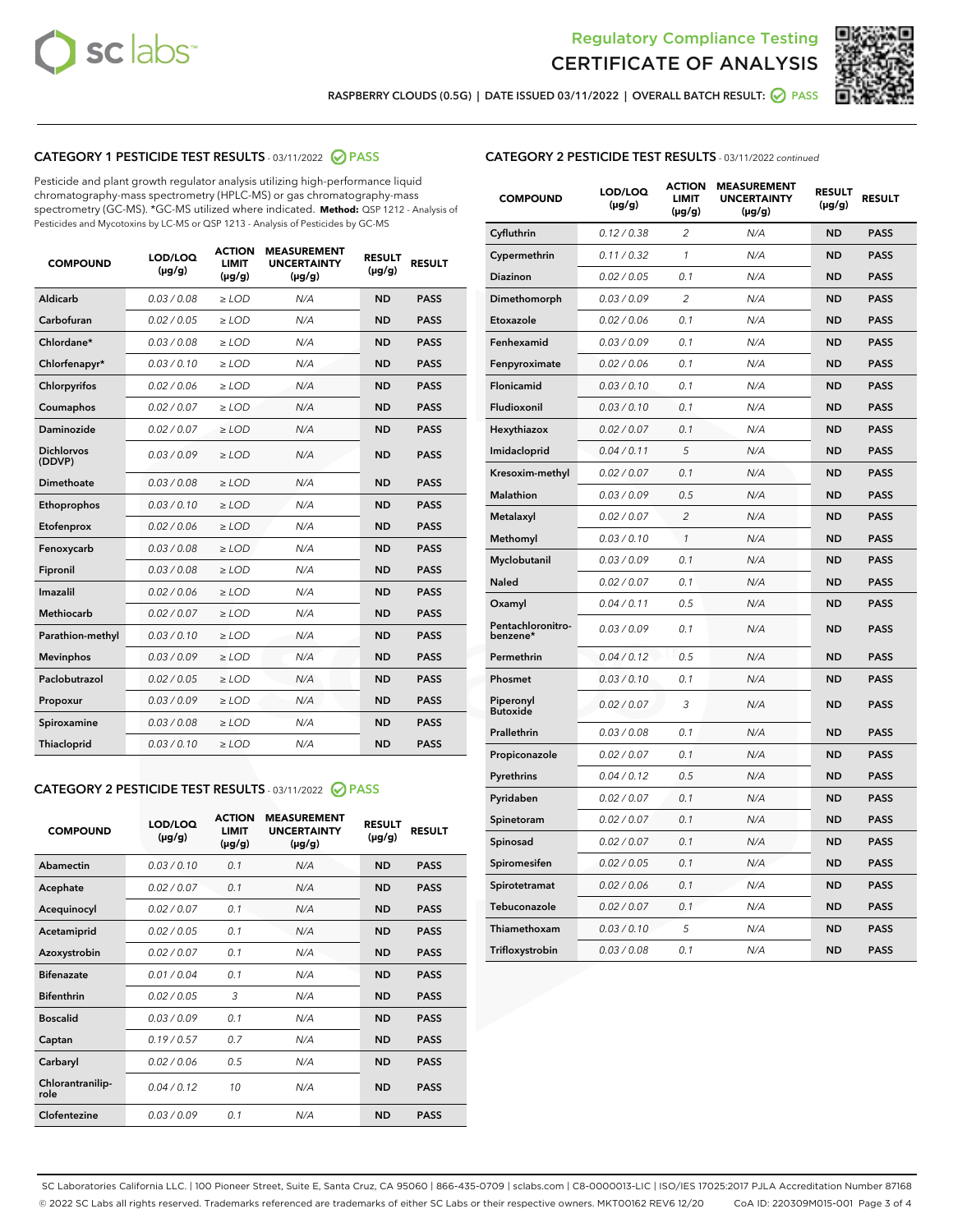# Regulatory Compliance Testing
# CERTIFICATE OF ANALYSIS

RASPBERRY CLOUDS (0.5G) | DATE ISSUED 03/11/2022 | OVERALL BATCH RESULT: PASS

## CATEGORY 1 PESTICIDE TEST RESULTS - 03/11/2022 PASS

Pesticide and plant growth regulator analysis utilizing high-performance liquid chromatography-mass spectrometry (HPLC-MS) or gas chromatography-mass spectrometry (GC-MS). *GC-MS utilized where indicated. **Method:** QSP 1212 - Analysis of Pesticides and Mycotoxins by LC-MS or QSP 1213 - Analysis of Pesticides by GC-MS

| COMPOUND | LOD/LOQ (µg/g) | ACTION LIMIT (µg/g) | MEASUREMENT UNCERTAINTY (µg/g) | RESULT (µg/g) | RESULT |
|---|---|---|---|---|---|
| Aldicarb | 0.03 / 0.08 | ≥ LOD | N/A | ND | PASS |
| Carbofuran | 0.02 / 0.05 | ≥ LOD | N/A | ND | PASS |
| Chlordane* | 0.03 / 0.08 | ≥ LOD | N/A | ND | PASS |
| Chlorfenapyr* | 0.03 / 0.10 | ≥ LOD | N/A | ND | PASS |
| Chlorpyrifos | 0.02 / 0.06 | ≥ LOD | N/A | ND | PASS |
| Coumaphos | 0.02 / 0.07 | ≥ LOD | N/A | ND | PASS |
| Daminozide | 0.02 / 0.07 | ≥ LOD | N/A | ND | PASS |
| Dichlorvos (DDVP) | 0.03 / 0.09 | ≥ LOD | N/A | ND | PASS |
| Dimethoate | 0.03 / 0.08 | ≥ LOD | N/A | ND | PASS |
| Ethoprophos | 0.03 / 0.10 | ≥ LOD | N/A | ND | PASS |
| Etofenprox | 0.02 / 0.06 | ≥ LOD | N/A | ND | PASS |
| Fenoxycarb | 0.03 / 0.08 | ≥ LOD | N/A | ND | PASS |
| Fipronil | 0.03 / 0.08 | ≥ LOD | N/A | ND | PASS |
| Imazalil | 0.02 / 0.06 | ≥ LOD | N/A | ND | PASS |
| Methiocarb | 0.02 / 0.07 | ≥ LOD | N/A | ND | PASS |
| Parathion-methyl | 0.03 / 0.10 | ≥ LOD | N/A | ND | PASS |
| Mevinphos | 0.03 / 0.09 | ≥ LOD | N/A | ND | PASS |
| Paclobutrazol | 0.02 / 0.05 | ≥ LOD | N/A | ND | PASS |
| Propoxur | 0.03 / 0.09 | ≥ LOD | N/A | ND | PASS |
| Spiroxamine | 0.03 / 0.08 | ≥ LOD | N/A | ND | PASS |
| Thiacloprid | 0.03 / 0.10 | ≥ LOD | N/A | ND | PASS |

## CATEGORY 2 PESTICIDE TEST RESULTS - 03/11/2022 PASS

| COMPOUND | LOD/LOQ (µg/g) | ACTION LIMIT (µg/g) | MEASUREMENT UNCERTAINTY (µg/g) | RESULT (µg/g) | RESULT |
|---|---|---|---|---|---|
| Abamectin | 0.03 / 0.10 | 0.1 | N/A | ND | PASS |
| Acephate | 0.02 / 0.07 | 0.1 | N/A | ND | PASS |
| Acequinocyl | 0.02 / 0.07 | 0.1 | N/A | ND | PASS |
| Acetamiprid | 0.02 / 0.05 | 0.1 | N/A | ND | PASS |
| Azoxystrobin | 0.02 / 0.07 | 0.1 | N/A | ND | PASS |
| Bifenazate | 0.01 / 0.04 | 0.1 | N/A | ND | PASS |
| Bifenthrin | 0.02 / 0.05 | 3 | N/A | ND | PASS |
| Boscalid | 0.03 / 0.09 | 0.1 | N/A | ND | PASS |
| Captan | 0.19 / 0.57 | 0.7 | N/A | ND | PASS |
| Carbaryl | 0.02 / 0.06 | 0.5 | N/A | ND | PASS |
| Chlorantraniliprole | 0.04 / 0.12 | 10 | N/A | ND | PASS |
| Clofentezine | 0.03 / 0.09 | 0.1 | N/A | ND | PASS |
| Cyfluthrin | 0.12 / 0.38 | 2 | N/A | ND | PASS |
| Cypermethrin | 0.11 / 0.32 | 1 | N/A | ND | PASS |
| Diazinon | 0.02 / 0.05 | 0.1 | N/A | ND | PASS |
| Dimethomorph | 0.03 / 0.09 | 2 | N/A | ND | PASS |
| Etoxazole | 0.02 / 0.06 | 0.1 | N/A | ND | PASS |
| Fenhexamid | 0.03 / 0.09 | 0.1 | N/A | ND | PASS |
| Fenpyroximate | 0.02 / 0.06 | 0.1 | N/A | ND | PASS |
| Flonicamid | 0.03 / 0.10 | 0.1 | N/A | ND | PASS |
| Fludioxonil | 0.03 / 0.10 | 0.1 | N/A | ND | PASS |
| Hexythiazox | 0.02 / 0.07 | 0.1 | N/A | ND | PASS |
| Imidacloprid | 0.04 / 0.11 | 5 | N/A | ND | PASS |
| Kresoxim-methyl | 0.02 / 0.07 | 0.1 | N/A | ND | PASS |
| Malathion | 0.03 / 0.09 | 0.5 | N/A | ND | PASS |
| Metalaxyl | 0.02 / 0.07 | 2 | N/A | ND | PASS |
| Methomyl | 0.03 / 0.10 | 1 | N/A | ND | PASS |
| Myclobutanil | 0.03 / 0.09 | 0.1 | N/A | ND | PASS |
| Naled | 0.02 / 0.07 | 0.1 | N/A | ND | PASS |
| Oxamyl | 0.04 / 0.11 | 0.5 | N/A | ND | PASS |
| Pentachloronitrobenzene* | 0.03 / 0.09 | 0.1 | N/A | ND | PASS |
| Permethrin | 0.04 / 0.12 | 0.5 | N/A | ND | PASS |
| Phosmet | 0.03 / 0.10 | 0.1 | N/A | ND | PASS |
| Piperonyl Butoxide | 0.02 / 0.07 | 3 | N/A | ND | PASS |
| Prallethrin | 0.03 / 0.08 | 0.1 | N/A | ND | PASS |
| Propiconazole | 0.02 / 0.07 | 0.1 | N/A | ND | PASS |
| Pyrethrins | 0.04 / 0.12 | 0.5 | N/A | ND | PASS |
| Pyridaben | 0.02 / 0.07 | 0.1 | N/A | ND | PASS |
| Spinetoram | 0.02 / 0.07 | 0.1 | N/A | ND | PASS |
| Spinosad | 0.02 / 0.07 | 0.1 | N/A | ND | PASS |
| Spiromesifen | 0.02 / 0.05 | 0.1 | N/A | ND | PASS |
| Spirotetramat | 0.02 / 0.06 | 0.1 | N/A | ND | PASS |
| Tebuconazole | 0.02 / 0.07 | 0.1 | N/A | ND | PASS |
| Thiamethoxam | 0.03 / 0.10 | 5 | N/A | ND | PASS |
| Trifloxystrobin | 0.03 / 0.08 | 0.1 | N/A | ND | PASS |

SC Laboratories California LLC. | 100 Pioneer Street, Suite E, Santa Cruz, CA 95060 | 866-435-0709 | sclabs.com | C8-0000013-LIC | ISO/IES 17025:2017 PJLA Accreditation Number 87168
© 2022 SC Labs all rights reserved. Trademarks referenced are trademarks of either SC Labs or their respective owners. MKT00162 REV6 12/20 CoA ID: 220309M015-001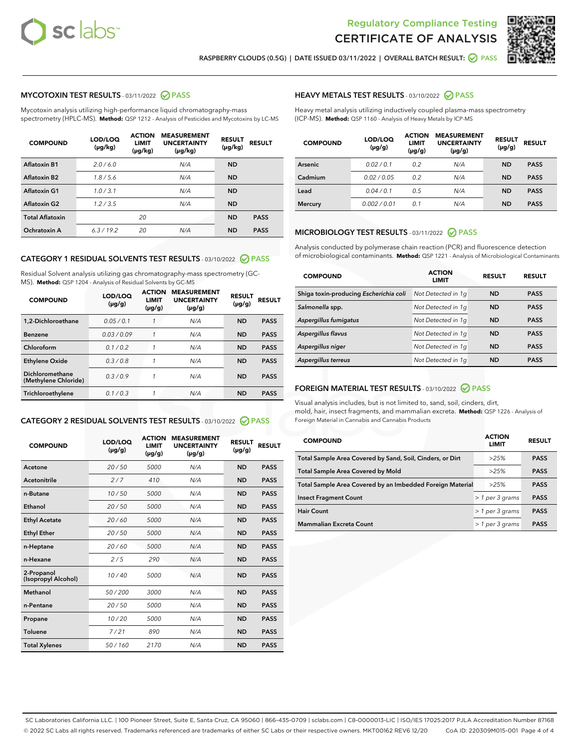Regulatory Compliance Testing

# CERTIFICATE OF ANALYSIS

RASPBERRY CLOUDS (0.5G) | DATE ISSUED 03/11/2022 | OVERALL BATCH RESULT: PASS

## MYCOTOXIN TEST RESULTS - 03/11/2022 PASS

Mycotoxin analysis utilizing high-performance liquid chromatography-mass spectrometry (HPLC-MS). **Method:** QSP 1212 - Analysis of Pesticides and Mycotoxins by LC-MS

| COMPOUND | LOD/LOQ (µg/kg) | ACTION LIMIT (µg/kg) | MEASUREMENT UNCERTAINTY (µg/kg) | RESULT (µg/kg) | RESULT |
|---|---|---|---|---|---|
| Aflatoxin B1 | 2.0 / 6.0 | | N/A | ND | |
| Aflatoxin B2 | 1.8 / 5.6 | | N/A | ND | |
| Aflatoxin G1 | 1.0 / 3.1 | | N/A | ND | |
| Aflatoxin G2 | 1.2 / 3.5 | | N/A | ND | |
| Total Aflatoxin | | 20 | | ND | PASS |
| Ochratoxin A | 6.3 / 19.2 | 20 | N/A | ND | PASS |

## CATEGORY 1 RESIDUAL SOLVENTS TEST RESULTS - 03/10/2022 PASS

Residual Solvent analysis utilizing gas chromatography-mass spectrometry (GC-MS). **Method:** QSP 1204 - Analysis of Residual Solvents by GC-MS

| COMPOUND | LOD/LOQ (µg/g) | ACTION LIMIT (µg/g) | MEASUREMENT UNCERTAINTY (µg/g) | RESULT (µg/g) | RESULT |
|---|---|---|---|---|---|
| 1,2-Dichloroethane | 0.05 / 0.1 | 1 | N/A | ND | PASS |
| Benzene | 0.03 / 0.09 | 1 | N/A | ND | PASS |
| Chloroform | 0.1 / 0.2 | 1 | N/A | ND | PASS |
| Ethylene Oxide | 0.3 / 0.8 | 1 | N/A | ND | PASS |
| Dichloromethane (Methylene Chloride) | 0.3 / 0.9 | 1 | N/A | ND | PASS |
| Trichloroethylene | 0.1 / 0.3 | 1 | N/A | ND | PASS |

## CATEGORY 2 RESIDUAL SOLVENTS TEST RESULTS - 03/10/2022 PASS

| COMPOUND | LOD/LOQ (µg/g) | ACTION LIMIT (µg/g) | MEASUREMENT UNCERTAINTY (µg/g) | RESULT (µg/g) | RESULT |
|---|---|---|---|---|---|
| Acetone | 20 / 50 | 5000 | N/A | ND | PASS |
| Acetonitrile | 2 / 7 | 410 | N/A | ND | PASS |
| n-Butane | 10 / 50 | 5000 | N/A | ND | PASS |
| Ethanol | 20 / 50 | 5000 | N/A | ND | PASS |
| Ethyl Acetate | 20 / 60 | 5000 | N/A | ND | PASS |
| Ethyl Ether | 20 / 50 | 5000 | N/A | ND | PASS |
| n-Heptane | 20 / 60 | 5000 | N/A | ND | PASS |
| n-Hexane | 2 / 5 | 290 | N/A | ND | PASS |
| 2-Propanol (Isopropyl Alcohol) | 10 / 40 | 5000 | N/A | ND | PASS |
| Methanol | 50 / 200 | 3000 | N/A | ND | PASS |
| n-Pentane | 20 / 50 | 5000 | N/A | ND | PASS |
| Propane | 10 / 20 | 5000 | N/A | ND | PASS |
| Toluene | 7 / 21 | 890 | N/A | ND | PASS |
| Total Xylenes | 50 / 160 | 2170 | N/A | ND | PASS |

## HEAVY METALS TEST RESULTS - 03/10/2022 PASS

Heavy metal analysis utilizing inductively coupled plasma-mass spectrometry (ICP-MS). **Method:** QSP 1160 - Analysis of Heavy Metals by ICP-MS

| COMPOUND | LOD/LOQ (µg/g) | ACTION LIMIT (µg/g) | MEASUREMENT UNCERTAINTY (µg/g) | RESULT (µg/g) | RESULT |
|---|---|---|---|---|---|
| Arsenic | 0.02 / 0.1 | 0.2 | N/A | ND | PASS |
| Cadmium | 0.02 / 0.05 | 0.2 | N/A | ND | PASS |
| Lead | 0.04 / 0.1 | 0.5 | N/A | ND | PASS |
| Mercury | 0.002 / 0.01 | 0.1 | N/A | ND | PASS |

## MICROBIOLOGY TEST RESULTS - 03/11/2022 PASS

Analysis conducted by polymerase chain reaction (PCR) and fluorescence detection of microbiological contaminants. **Method:** QSP 1221 - Analysis of Microbiological Contaminants

| COMPOUND | ACTION LIMIT | RESULT | RESULT |
|---|---|---|---|
| Shiga toxin-producing *Escherichia coli* | Not Detected in 1g | ND | PASS |
| *Salmonella* spp. | Not Detected in 1g | ND | PASS |
| *Aspergillus fumigatus* | Not Detected in 1g | ND | PASS |
| *Aspergillus flavus* | Not Detected in 1g | ND | PASS |
| *Aspergillus niger* | Not Detected in 1g | ND | PASS |
| *Aspergillus terreus* | Not Detected in 1g | ND | PASS |

## FOREIGN MATERIAL TEST RESULTS - 03/10/2022 PASS

Visual analysis includes, but is not limited to, sand, soil, cinders, dirt, mold, hair, insect fragments, and mammalian excreta. **Method:** QSP 1226 - Analysis of Foreign Material in Cannabis and Cannabis Products

| COMPOUND | ACTION LIMIT | RESULT |
|---|---|---|
| Total Sample Area Covered by Sand, Soil, Cinders, or Dirt | >25% | PASS |
| Total Sample Area Covered by Mold | >25% | PASS |
| Total Sample Area Covered by an Imbedded Foreign Material | >25% | PASS |
| Insect Fragment Count | > 1 per 3 grams | PASS |
| Hair Count | > 1 per 3 grams | PASS |
| Mammalian Excreta Count | > 1 per 3 grams | PASS |

SC Laboratories California LLC. | 100 Pioneer Street, Suite E, Santa Cruz, CA 95060 | 866-435-0709 | sclabs.com | C8-0000013-LIC | ISO/IES 17025:2017 PJLA Accreditation Number 87168
© 2022 SC Labs all rights reserved. Trademarks referenced are trademarks of either SC Labs or their respective owners. MKT00162 REV6 12/20 CoA ID: 220309M015-001